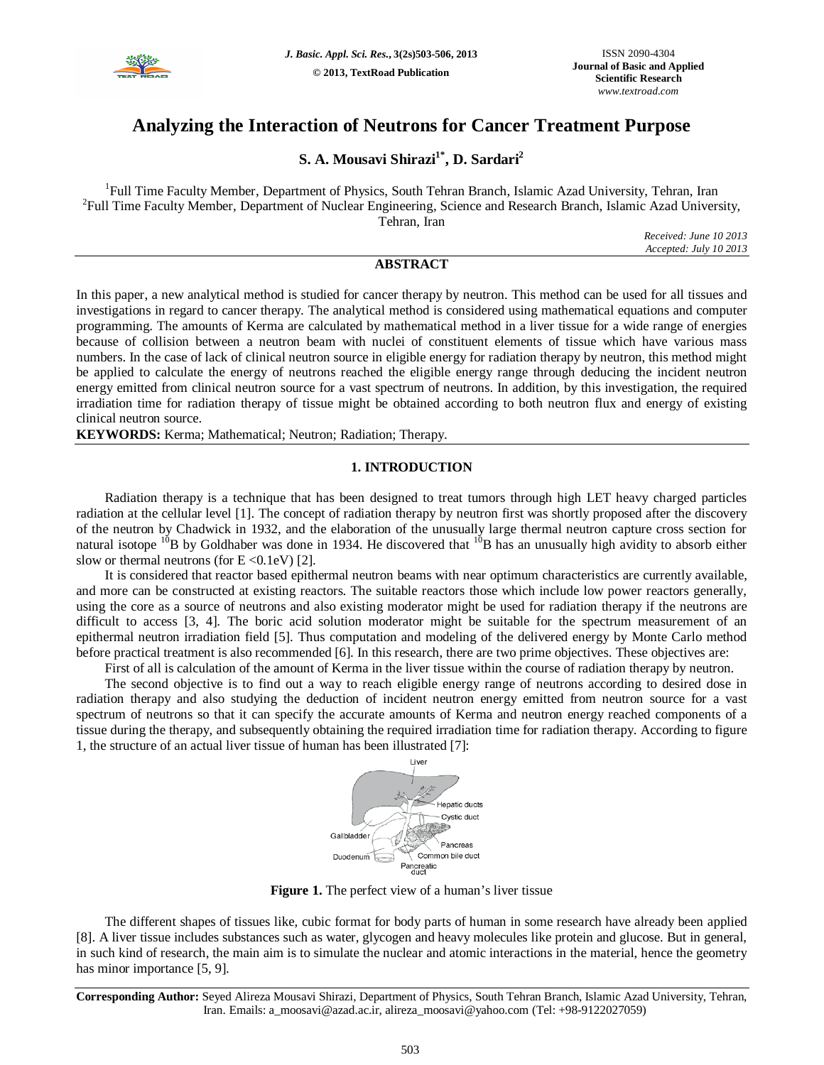# Analyzing the Interaction of Neutrons for Cancer Treatment Purpose

**S. A. Mousavi Shirazi[1*], D. Sardari[2]**

[1]Full Time Faculty Member, Department of Physics, South Tehran Branch, Islamic Azad University, Tehran, Iran
[2]Full Time Faculty Member, Department of Nuclear Engineering, Science and Research Branch, Islamic Azad University, Tehran, Iran

*Received: June 10 2013*
*Accepted: July 10 2013*

## ABSTRACT

In this paper, a new analytical method is studied for cancer therapy by neutron. This method can be used for all tissues and investigations in regard to cancer therapy. The analytical method is considered using mathematical equations and computer programming. The amounts of Kerma are calculated by mathematical method in a liver tissue for a wide range of energies because of collision between a neutron beam with nuclei of constituent elements of tissue which have various mass numbers. In the case of lack of clinical neutron source in eligible energy for radiation therapy by neutron, this method might be applied to calculate the energy of neutrons reached the eligible energy range through deducing the incident neutron energy emitted from clinical neutron source for a vast spectrum of neutrons. In addition, by this investigation, the required irradiation time for radiation therapy of tissue might be obtained according to both neutron flux and energy of existing clinical neutron source.

**KEYWORDS:** Kerma; Mathematical; Neutron; Radiation; Therapy.

## 1. INTRODUCTION

Radiation therapy is a technique that has been designed to treat tumors through high LET heavy charged particles radiation at the cellular level [1]. The concept of radiation therapy by neutron first was shortly proposed after the discovery of the neutron by Chadwick in 1932, and the elaboration of the unusually large thermal neutron capture cross section for natural isotope $^{10}B$ by Goldhaber was done in 1934. He discovered that $^{10}B$ has an unusually high avidity to absorb either slow or thermal neutrons (for $E < 0.1eV$) [2].

It is considered that reactor based epithermal neutron beams with near optimum characteristics are currently available, and more can be constructed at existing reactors. The suitable reactors those which include low power reactors generally, using the core as a source of neutrons and also existing moderator might be used for radiation therapy if the neutrons are difficult to access [3, 4]. The boric acid solution moderator might be suitable for the spectrum measurement of an epithermal neutron irradiation field [5]. Thus computation and modeling of the delivered energy by Monte Carlo method before practical treatment is also recommended [6]. In this research, there are two prime objectives. These objectives are:

First of all is calculation of the amount of Kerma in the liver tissue within the course of radiation therapy by neutron.

The second objective is to find out a way to reach eligible energy range of neutrons according to desired dose in radiation therapy and also studying the deduction of incident neutron energy emitted from neutron source for a vast spectrum of neutrons so that it can specify the accurate amounts of Kerma and neutron energy reached components of a tissue during the therapy, and subsequently obtaining the required irradiation time for radiation therapy. According to figure 1, the structure of an actual liver tissue of human has been illustrated [7]:

**Figure 1.** The perfect view of a human's liver tissue

The different shapes of tissues like, cubic format for body parts of human in some research have already been applied [8]. A liver tissue includes substances such as water, glycogen and heavy molecules like protein and glucose. But in general, in such kind of research, the main aim is to simulate the nuclear and atomic interactions in the material, hence the geometry has minor importance [5, 9].

**Corresponding Author:** Seyed Alireza Mousavi Shirazi, Department of Physics, South Tehran Branch, Islamic Azad University, Tehran, Iran. Emails: a_moosavi@azad.ac.ir, alireza_moosavi@yahoo.com (Tel: +98-9122027059)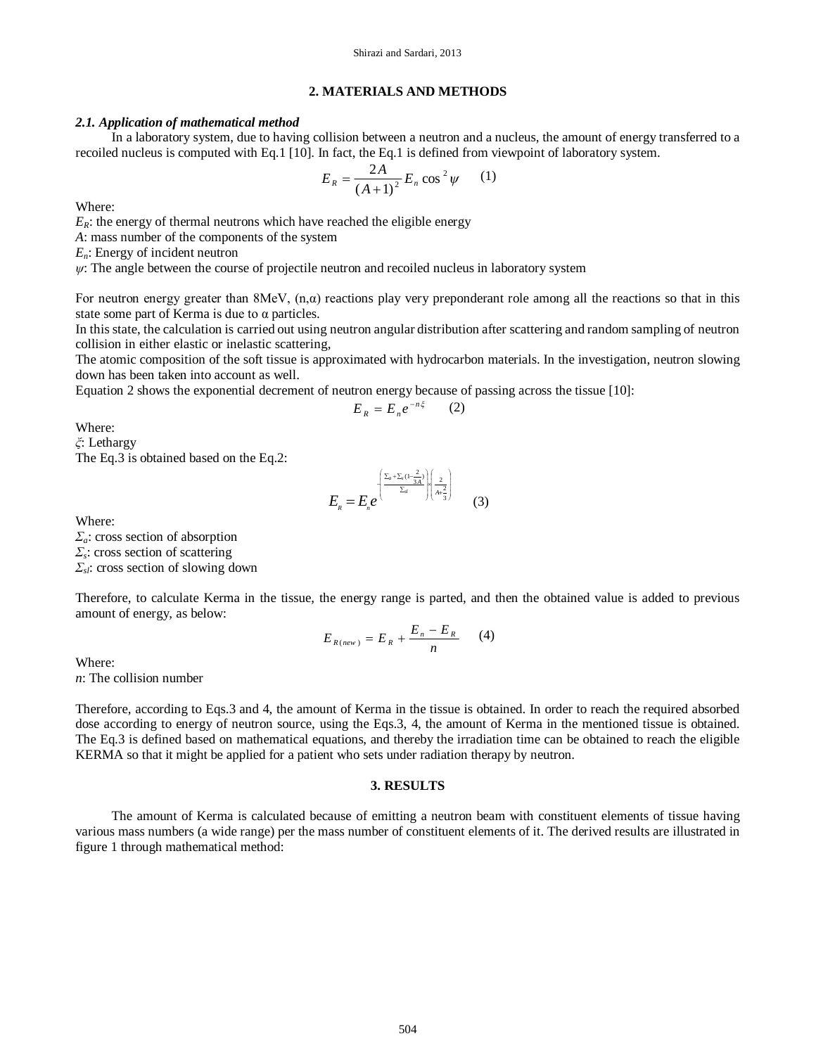## 2. MATERIALS AND METHODS

### *2.1. Application of mathematical method*

In a laboratory system, due to having collision between a neutron and a nucleus, the amount of energy transferred to a recoiled nucleus is computed with Eq.1 [10]. In fact, the Eq.1 is defined from viewpoint of laboratory system.

$$E_R = \frac{2A}{(A+1)^2} E_n \cos^2 \psi \qquad (1)$$

Where:

$E_R$: the energy of thermal neutrons which have reached the eligible energy

$A$: mass number of the components of the system

$E_n$: Energy of incident neutron

$\psi$: The angle between the course of projectile neutron and recoiled nucleus in laboratory system

For neutron energy greater than 8MeV, (n,α) reactions play very preponderant role among all the reactions so that in this state some part of Kerma is due to α particles.

In this state, the calculation is carried out using neutron angular distribution after scattering and random sampling of neutron collision in either elastic or inelastic scattering,

The atomic composition of the soft tissue is approximated with hydrocarbon materials. In the investigation, neutron slowing down has been taken into account as well.

Equation 2 shows the exponential decrement of neutron energy because of passing across the tissue [10]:

$$E_R = E_n e^{-n\xi} \qquad (2)$$

Where:

$\xi$: Lethargy

The Eq.3 is obtained based on the Eq.2:

$$E_R = E_n e^{-\left(\frac{\Sigma_a + \Sigma_s (1-\frac{2}{3A})}{\Sigma_{sl}}\right)\times\left(\frac{2}{A+\frac{2}{3}}\right)} \qquad (3)$$

Where:

$\Sigma_a$: cross section of absorption

$\Sigma_s$: cross section of scattering

$\Sigma_{sl}$: cross section of slowing down

Therefore, to calculate Kerma in the tissue, the energy range is parted, and then the obtained value is added to previous amount of energy, as below:

$$E_{R(new)} = E_R + \frac{E_n - E_R}{n} \qquad (4)$$

Where:

$n$: The collision number

Therefore, according to Eqs.3 and 4, the amount of Kerma in the tissue is obtained. In order to reach the required absorbed dose according to energy of neutron source, using the Eqs.3, 4, the amount of Kerma in the mentioned tissue is obtained. The Eq.3 is defined based on mathematical equations, and thereby the irradiation time can be obtained to reach the eligible KERMA so that it might be applied for a patient who sets under radiation therapy by neutron.

## 3. RESULTS

The amount of Kerma is calculated because of emitting a neutron beam with constituent elements of tissue having various mass numbers (a wide range) per the mass number of constituent elements of it. The derived results are illustrated in figure 1 through mathematical method: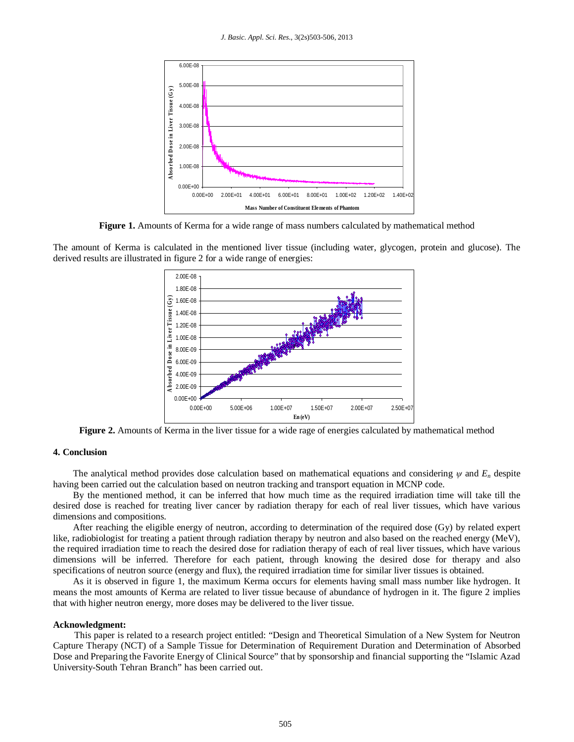**Figure 1.** Amounts of Kerma for a wide range of mass numbers calculated by mathematical method

The amount of Kerma is calculated in the mentioned liver tissue (including water, glycogen, protein and glucose). The derived results are illustrated in figure 2 for a wide range of energies:

**Figure 2.** Amounts of Kerma in the liver tissue for a wide rage of energies calculated by mathematical method

### 4. Conclusion

The analytical method provides dose calculation based on mathematical equations and considering $\psi$ and $E_n$ despite having been carried out the calculation based on neutron tracking and transport equation in MCNP code.

By the mentioned method, it can be inferred that how much time as the required irradiation time will take till the desired dose is reached for treating liver cancer by radiation therapy for each of real liver tissues, which have various dimensions and compositions.

After reaching the eligible energy of neutron, according to determination of the required dose (Gy) by related expert like, radiobiologist for treating a patient through radiation therapy by neutron and also based on the reached energy (MeV), the required irradiation time to reach the desired dose for radiation therapy of each of real liver tissues, which have various dimensions will be inferred. Therefore for each patient, through knowing the desired dose for therapy and also specifications of neutron source (energy and flux), the required irradiation time for similar liver tissues is obtained.

As it is observed in figure 1, the maximum Kerma occurs for elements having small mass number like hydrogen. It means the most amounts of Kerma are related to liver tissue because of abundance of hydrogen in it. The figure 2 implies that with higher neutron energy, more doses may be delivered to the liver tissue.

**Acknowledgment:**

This paper is related to a research project entitled: "Design and Theoretical Simulation of a New System for Neutron Capture Therapy (NCT) of a Sample Tissue for Determination of Requirement Duration and Determination of Absorbed Dose and Preparing the Favorite Energy of Clinical Source" that by sponsorship and financial supporting the "Islamic Azad University-South Tehran Branch" has been carried out.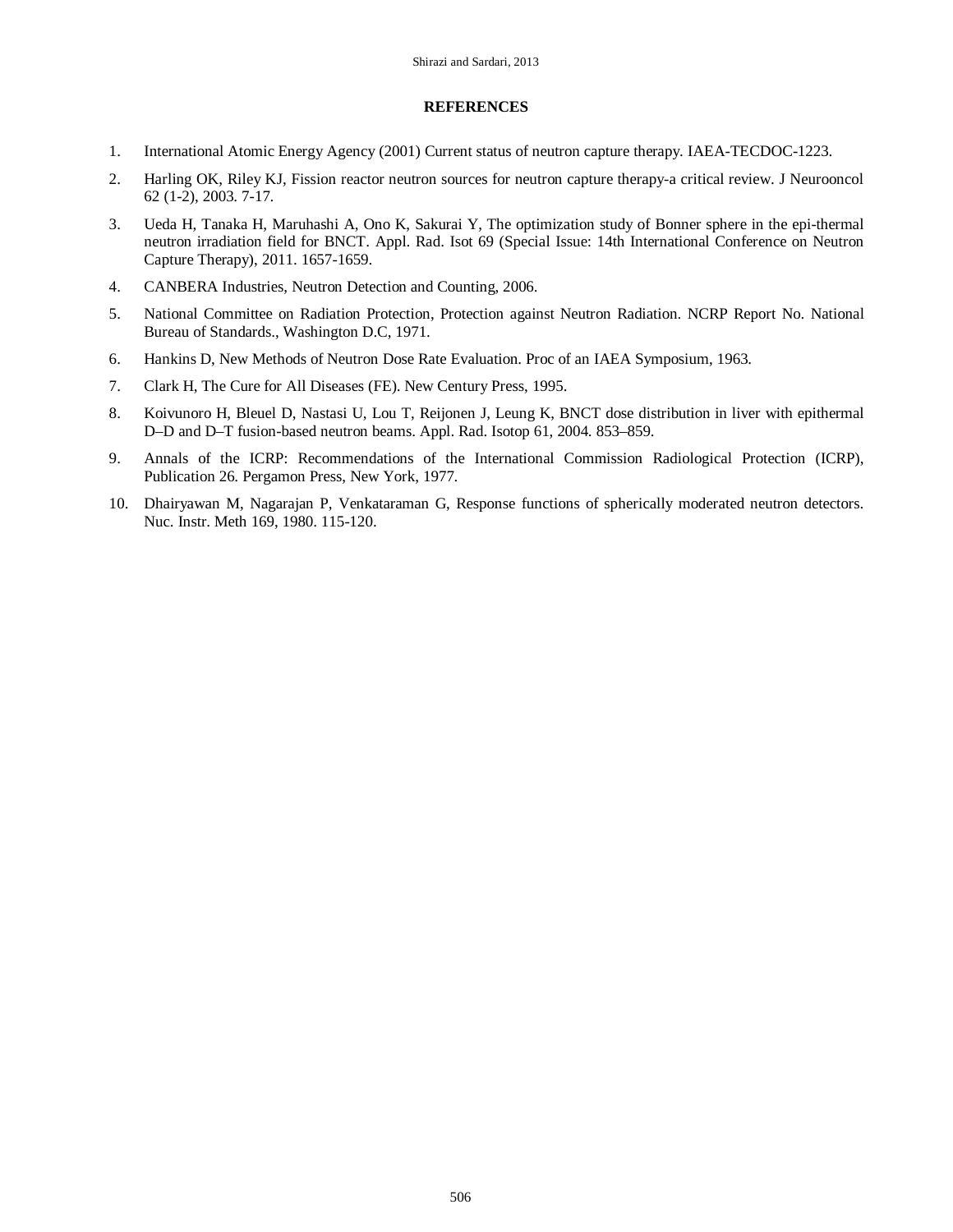## REFERENCES

1. International Atomic Energy Agency (2001) Current status of neutron capture therapy. IAEA-TECDOC-1223.
2. Harling OK, Riley KJ, Fission reactor neutron sources for neutron capture therapy-a critical review. J Neurooncol 62 (1-2), 2003. 7-17.
3. Ueda H, Tanaka H, Maruhashi A, Ono K, Sakurai Y, The optimization study of Bonner sphere in the epi-thermal neutron irradiation field for BNCT. Appl. Rad. Isot 69 (Special Issue: 14th International Conference on Neutron Capture Therapy), 2011. 1657-1659.
4. CANBERA Industries, Neutron Detection and Counting, 2006.
5. National Committee on Radiation Protection, Protection against Neutron Radiation. NCRP Report No. National Bureau of Standards., Washington D.C, 1971.
6. Hankins D, New Methods of Neutron Dose Rate Evaluation. Proc of an IAEA Symposium, 1963.
7. Clark H, The Cure for All Diseases (FE). New Century Press, 1995.
8. Koivunoro H, Bleuel D, Nastasi U, Lou T, Reijonen J, Leung K, BNCT dose distribution in liver with epithermal D–D and D–T fusion-based neutron beams. Appl. Rad. Isotop 61, 2004. 853–859.
9. Annals of the ICRP: Recommendations of the International Commission Radiological Protection (ICRP), Publication 26. Pergamon Press, New York, 1977.
10. Dhairyawan M, Nagarajan P, Venkataraman G, Response functions of spherically moderated neutron detectors. Nuc. Instr. Meth 169, 1980. 115-120.